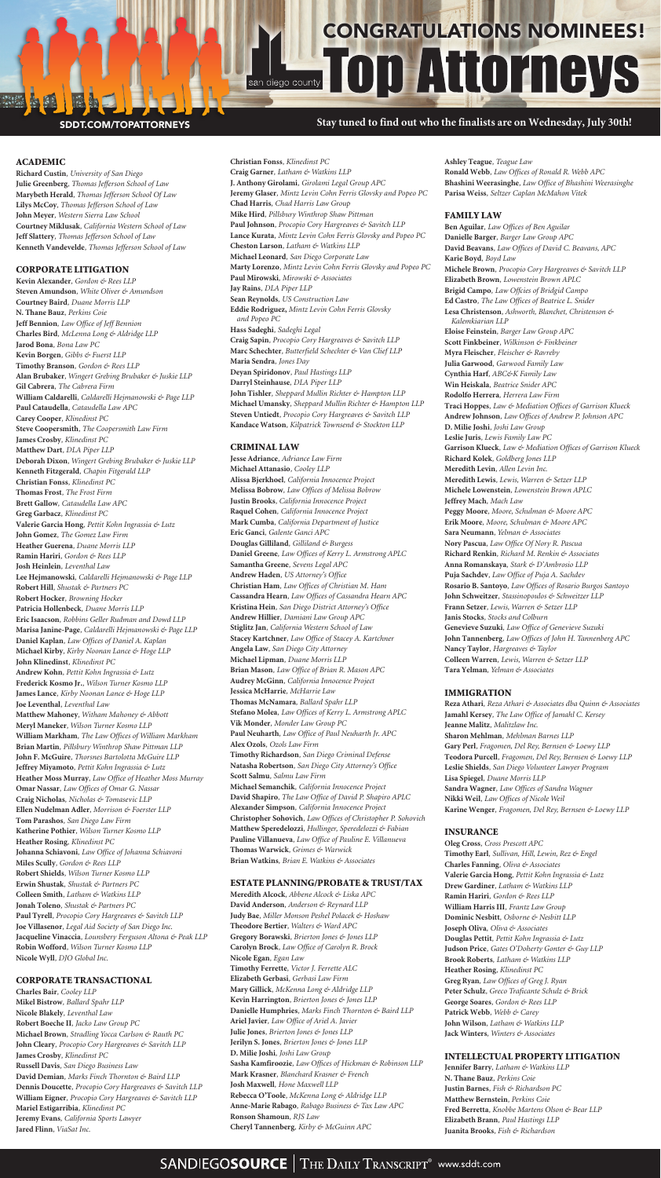# CONGRATULATIONS NOMINEES!

## san diego county Top Attorneys

SDDT.COM/TOPATTORNEYS

**Stay tuned to find out who the finalists are on Wednesday, July 30th!**

### ACADEMIC

**Richard Custin**, *University of San Diego*
**Julie Greenberg**, *Thomas Jefferson School of Law*
**Marybeth Herald**, *Thomas Jefferson School Of Law*
**Lilys McCoy**, *Thomas Jefferson School of Law*
**John Meyer**, *Western Sierra Law School*
**Courtney Miklusak**, *California Western School of Law*
**Jeff Slattery**, *Thomas Jefferson School of Law*
**Kenneth Vandevelde**, *Thomas Jefferson School of Law*

### CORPORATE LITIGATION

**Kevin Alexander**, *Gordon & Rees LLP*
**Steven Amundson**, *White Oliver & Amundson*
**Courtney Baird**, *Duane Morris LLP*
**N. Thane Bauz**, *Perkins Coie*
**Jeff Bennion**, *Law Office of Jeff Bennion*
**Charles Bird**, *McKenna Long & Aldridge LLP*
**Jarod Bona**, *Bona Law PC*
**Kevin Borgen**, *Gibbs & Fuerst LLP*
**Timothy Branson**, *Gordon & Rees LLP*
**Alan Brubaker**, *Wingert Grebing Brubaker & Juskie LLP*
**Gil Cabrera**, *The Cabrera Firm*
**William Caldarelli**, *Caldarelli Hejmanowski & Page LLP*
**Paul Cataudella**, *Cataudella Law APC*
**Carey Cooper**, *Klinedinst PC*
**Steve Coopersmith**, *The Coopersmith Law Firm*
**James Crosby**, *Klinedinst PC*
**Matthew Dart**, *DLA Piper LLP*
**Deborah Dixon**, *Wingert Grebing Brubaker & Juskie LLP*
**Kenneth Fitzgerald**, *Chapin Fitgerald LLP*
**Christian Fonss**, *Klinedinst PC*
**Thomas Frost**, *The Frost Firm*
**Brett Gallow**, *Cataudella Law APC*
**Greg Garbacz**, *Klinedinst PC*
**Valerie Garcia Hong**, *Pettit Kohn Ingrassia & Lutz*
**John Gomez**, *The Gomez Law Firm*
**Heather Guerena**, *Duane Morris LLP*
**Ramin Hariri**, *Gordon & Rees LLP*
**Josh Heinlein**, *Leventhal Law*
**Lee Hejmanowski**, *Caldarelli Hejmanowski & Page LLP*
**Robert Hill**, *Shustak & Partners PC*
**Robert Hocker**, *Browning Hocker*
**Patricia Hollenbeck**, *Duane Morris LLP*
**Eric Isaacson**, *Robbins Geller Rudman and Dowd LLP*
**Marisa Janine-Page**, *Caldarelli Hejmanowski & Page LLP*
**Daniel Kaplan**, *Law Offices of Daniel A. Kaplan*
**Michael Kirby**, *Kirby Noonan Lance & Hoge LLP*
**John Klinedinst**, *Klinedinst PC*
**Andrew Kohn**, *Pettit Kohn Ingrassia & Lutz*
**Frederick Kosmo Jr.**, *Wilson Turner Kosmo LLP*
**James Lance**, *Kirby Noonan Lance & Hoge LLP*
**Joe Leventhal**, *Leventhal Law*
**Matthew Mahoney**, *Witham Mahoney & Abbott*
**Meryl Maneker**, *Wilson Turner Kosmo LLP*
**William Markham**, *The Law Offices of William Markham*
**Brian Martin**, *Pillsbury Winthrop Shaw Pittman LLP*
**John F. McGuire**, *Thorsnes Bartolotta McGuire LLP*
**Jeffrey Miyamoto**, *Pettit Kohn Ingrassia & Lutz*
**Heather Moss Murray**, *Law Office of Heather Moss Murray*
**Omar Nassar**, *Law Offices of Omar G. Nassar*
**Craig Nicholas**, *Nicholas & Tomasevic LLP*
**Ellen Nudelman Adler**, *Morrison & Foerster LLP*
**Tom Parashos**, *San Diego Law Firm*
**Katherine Pothier**, *Wilson Turner Kosmo LLP*
**Heather Rosing**, *Klinedinst PC*
**Johanna Schiavoni**, *Law Office of Johanna Schiavoni*
**Miles Scully**, *Gordon & Rees LLP*
**Robert Shields**, *Wilson Turner Kosmo LLP*
**Erwin Shustak**, *Shustak & Partners PC*
**Colleen Smith**, *Latham & Watkins LLP*
**Jonah Toleno**, *Shustak & Partners PC*
**Paul Tyrell**, *Procopio Cory Hargreaves & Savitch LLP*
**Joe Villasenor**, *Legal Aid Society of San Diego Inc.*
**Jacqueline Vinaccia**, *Lounsbery Ferguson Altona & Peak LLP*
**Robin Wofford**, *Wilson Turner Kosmo LLP*
**Nicole Wyll**, *DJO Global Inc.*

### CORPORATE TRANSACTIONAL

**Charles Bair**, *Cooley LLP*
**Mikel Bistrow**, *Ballard Spahr LLP*
**Nicole Blakely**, *Leventhal Law*
**Robert Boeche II**, *Jacko Law Group PC*
**Michael Brown**, *Stradling Yocca Carlson & Rauth PC*
**John Cleary**, *Procopio Cory Hargreaves & Savitch LLP*
**James Crosby**, *Klinedinst PC*
**Russell Davis**, *San Diego Business Law*
**David Demian**, *Marks Finch Thornton & Baird LLP*
**Dennis Doucette**, *Procopio Cory Hargreaves & Savitch LLP*
**William Eigner**, *Procopio Cory Hargreaves & Savitch LLP*
**Mariel Estigarribia**, *Klinedinst PC*
**Jeremy Evans**, *California Sports Lawyer*
**Jared Flinn**, *ViaSat Inc.*
**Christian Fonss**, *Klinedinst PC*
**Craig Garner**, *Latham & Watkins LLP*
**J. Anthony Girolami**, *Girolami Legal Group APC*
**Jeremy Glaser**, *Mintz Levin Cohn Ferris Glovsky and Popeo PC*
**Chad Harris**, *Chad Harris Law Group*
**Mike Hird**, *Pillsbury Winthrop Shaw Pittman*
**Paul Johnson**, *Procopio Cory Hargreaves & Savitch LLP*
**Lance Kurata**, *Mintz Levin Cohn Ferris Glovsky and Popeo PC*
**Cheston Larson**, *Latham & Watkins LLP*
**Michael Leonard**, *San Diego Corporate Law*
**Marty Lorenzo**, *Mintz Levin Cohn Ferris Glovsky and Popeo PC*
**Paul Mirowski**, *Mirowski & Associates*
**Jay Rains**, *DLA Piper LLP*
**Sean Reynolds**, *US Construction Law*
**Eddie Rodriguez,** *Mintz Levin Cohn Ferris Glovsky and Popeo PC*
**Hass Sadeghi**, *Sadeghi Legal*
**Craig Sapin**, *Procopio Cory Hargreaves & Savitch LLP*
**Marc Schechter**, *Butterfield Schechter & Van Clief LLP*
**Maria Sendra**, *Jones Day*
**Deyan Spiridonov**, *Paul Hastings LLP*
**Darryl Steinhause**, *DLA Piper LLP*
**John Tishler**, *Sheppard Mullin Richter & Hampton LLP*
**Michael Umansky**, *Sheppard Mullin Richter & Hampton LLP*
**Steven Untiedt**, *Procopio Cory Hargreaves & Savitch LLP*
**Kandace Watson**, *Kilpatrick Townsend & Stockton LLP*

### CRIMINAL LAW

**Jesse Adriance**, *Adriance Law Firm*
**Michael Attanasio**, *Cooley LLP*
**Alissa Bjerkhoel**, *California Innocence Project*
**Melissa Bobrow**, *Law Offices of Melissa Bobrow*
**Justin Brooks**, *California Innocence Project*
**Raquel Cohen**, *California Innocence Project*
**Mark Cumba**, *California Department of Justice*
**Eric Ganci**, *Galente Ganci APC*
**Douglas Gilliland**, *Gilliland & Burgess*
**Daniel Greene**, *Law Offices of Kerry L. Armstrong APLC*
**Samantha Greene**, *Sevens Legal APC*
**Andrew Haden**, *US Attorney's Office*
**Christian Ham**, *Law Offices of Christian M. Ham*
**Cassandra Hearn**, *Law Offices of Cassandra Hearn APC*
**Kristina Hein**, *San Diego District Attorney's Office*
**Andrew Hillier**, *Damiani Law Group APC*
**Stiglitz Jan**, *California Western School of Law*
**Stacey Kartchner**, *Law Office of Stacey A. Kartchner*
**Angela Law**, *San Diego City Attorney*
**Michael Lipman**, *Duane Morris LLP*
**Brian Mason**, *Law Offices of Brian R. Mason APC*
**Audrey McGinn**, *California Innocence Project*
**Jessica McHarrie**, *McHarrie Law*
**Thomas McNamara**, *Ballard Spahr LLP*
**Stefano Molea**, *Law Offices of Kerry L. Armstrong APLC*
**Vik Monder**, *Monder Law Group PC*
**Paul Neuharth**, *Law Office of Paul Neuharth Jr. APC*
**Alex Ozols**, *Ozols Law Firm*
**Timothy Richardson**, *San Diego Criminal Defense*
**Natasha Robertson**, *San Diego City Attorney's Office*
**Scott Salmu**, *Salmu Law Firm*
**Michael Semanchik**, *California Innocence Project*
**David Shapiro**, *The Law Office of David P. Shapiro APLC*
**Alexander Simpson**, *California Innocence Project*
**Christopher Sohovich**, *Law Offices of Christopher P. Sohovich*
**Matthew Speredelozzi**, *Hullinger, Speredelozzi & Fabian*
**Pauline Villanueva**, *Law Office of Pauline E. Villanueva*
**Thomas Warwick**, *Grimes & Warwick*
**Brian Watkins**, *Brian E. Watkins & Associates*

### ESTATE PLANNING/PROBATE & TRUST/TAX

**Meredith Alcock**, *Abbene Alcock & Liska APC*
**David Anderson**, *Anderson & Reynard LLP*
**Judy Bae**, *Miller Monson Peshel Polacek & Hoshaw*
**Theodore Bertier**, *Walters & Ward APC*
**Gregory Borawski**, *Brierton Jones & Jones LLP*
**Carolyn Brock**, *Law Office of Carolyn R. Brock*
**Nicole Egan**, *Egan Law*
**Timothy Ferrette**, *Victor J. Ferrette ALC*
**Elizabeth Gerbasi**, *Gerbasi Law Firm*
**Mary Gillick**, *McKenna Long & Aldridge LLP*
**Kevin Harrington**, *Brierton Jones & Jones LLP*
**Danielle Humphries**, *Marks Finch Thornton & Baird LLP*
**Ariel Javier**, *Law Office of Ariel A. Javier*
**Julie Jones**, *Brierton Jones & Jones LLP*
**Jerilyn S. Jones**, *Brierton Jones & Jones LLP*
**D. Milie Joshi**, *Joshi Law Group*
**Sasha Kamfiroozie**, *Law Offices of Hickman & Robinson LLP*
**Mark Krasner**, *Blanchard Krasner & French*
**Josh Maxwell**, *Hone Maxwell LLP*
**Rebecca O'Toole**, *McKenna Long & Aldridge LLP*
**Anne-Marie Rabago**, *Rabago Business & Tax Law APC*
**Ronson Shamoun**, *RJS Law*
**Cheryl Tannenberg**, *Kirby & McGuinn APC*
**Ashley Teague**, *Teague Law*
**Ronald Webb**, *Law Offices of Ronald R. Webb APC*
**Bhashini Weerasinghe**, *Law Office of Bhashini Weerasinghe*
**Parisa Weiss**, *Seltzer Caplan McMahon Vitek*

### FAMILY LAW

**Ben Aguilar**, *Law Offices of Ben Aguilar*
**Danielle Barger**, *Barger Law Group APC*
**David Beavans**, *Law Offices of David C. Beavans, APC*
**Karie Boyd**, *Boyd Law*
**Michele Brown**, *Procopio Cory Hargreaves & Savitch LLP*
**Elizabeth Brown**, *Lowenstein Brown APLC*
**Brigid Campo**, *Law Offcies of Bridgid Campo*
**Ed Castro**, *The Law Offices of Beatrice L. Snider*
**Lesa Christenson**, *Ashworth, Blanchet, Christenson & Kalemkiarian LLP*
**Eloise Feinstein**, *Barger Law Group APC*
**Scott Finkbeiner**, *Wilkinson & Finkbeiner*
**Myra Fleischer**, *Fleischer & Ravreby*
**Julia Garwood**, *Garwood Family Law*
**Cynthia Harf**, *ABC&F Family Law*
**Win Heiskala**, *Beatrice Snider APC*
**Rodolfo Herrera**, *Herrera Law Firm*
**Traci Hoppes**, *Law & Mediation Offices of Garrison Klueck*
**Andrew Johnson**, *Law Offices of Andrew P. Johnson APC*
**D. Milie Joshi**, *Joshi Law Group*
**Leslie Juris**, *Lewis Family Law PC*
**Garrison Klueck**, *Law & Mediation Offices of Garrison Klueck*
**Richard Kolek**, *Goldberg Jones LLP*
**Meredith Levin**, *Allen Levin Inc.*
**Meredith Lewis**, *Lewis, Warren & Setzer LLP*
**Michele Lowenstein**, *Lowenstein Brown APLC*
**Jeffrey Mach**, *Mach Law*
**Peggy Moore**, *Moore, Schulman & Moore APC*
**Erik Moore**, *Moore, Schulman & Moore APC*
**Sara Neumann**, *Yelman & Associates*
**Nory Pascua**, *Law Office Of Nory R. Pascua*
**Richard Renkin**, *Richard M. Renkin & Associates*
**Anna Romanskaya**, *Stark & D'Ambrosio LLP*
**Puja Sachdev**, *Law Office of Puja A. Sachdev*
**Rosario B. Santoyo**, *Law Offices of Rosario Burgos Santoyo*
**John Schweitzer**, *Stassinopoulos & Schweitzer LLP*
**Frann Setzer**, *Lewis, Warren & Setzer LLP*
**Janis Stocks**, *Stocks and Colburn*
**Genevieve Suzuki**, *Law Office of Genevieve Suzuki*
**John Tannenberg**, *Law Offices of John H. Tannenberg APC*
**Nancy Taylor**, *Hargreaves & Taylor*
**Colleen Warren**, *Lewis, Warren & Setzer LLP*
**Tara Yelman**, *Yelman & Associates*

### IMMIGRATION

**Reza Athari**, *Reza Athari & Associates dba Quinn & Associates*
**Jamahl Kersey**, *The Law Office of Jamahl C. Kersey*
**Jeanne Malitz**, *Malitzlaw Inc.*
**Sharon Mehlman**, *Mehlman Barnes LLP*
**Gary Perl**, *Fragomen, Del Rey, Bernsen & Loewy LLP*
**Teodora Purcell**, *Fragomen, Del Rey, Bernsen & Loewy LLP*
**Leslie Shields**, *San Diego Volunteer Lawyer Program*
**Lisa Spiegel**, *Duane Morris LLP*
**Sandra Wagner**, *Law Offices of Sandra Wagner*
**Nikki Weil**, *Law Offices of Nicole Weil*
**Karine Wenger**, *Fragomen, Del Rey, Bernsen & Loewy LLP*

### INSURANCE

**Oleg Cross**, *Cross Prescott APC*
**Timothy Earl**, *Sullivan, Hill, Lewin, Rez & Engel*
**Charles Fanning**, *Oliva & Associates*
**Valerie Garcia Hong**, *Pettit Kohn Ingrassia & Lutz*
**Drew Gardiner**, *Latham & Watkins LLP*
**Ramin Hariri**, *Gordon & Rees LLP*
**William Harris III**, *Frantz Law Group*
**Dominic Nesbitt**, *Osborne & Nesbitt LLP*
**Joseph Oliva**, *Oliva & Associates*
**Douglas Pettit**, *Pettit Kohn Ingrassia & Lutz*
**Judson Price**, *Gates O'Doherty Gonter & Guy LLP*
**Brook Roberts**, *Latham & Watkins LLP*
**Heather Rosing**, *Klinedinst PC*
**Greg Ryan**, *Law Offices of Greg J. Ryan*
**Peter Schulz**, *Greco Traficante Schulz & Brick*
**George Soares**, *Gordon & Rees LLP*
**Patrick Webb**, *Webb & Carey*
**John Wilson**, *Latham & Watkins LLP*
**Jack Winters**, *Winters & Associates*

### INTELLECTUAL PROPERTY LITIGATION

**Jennifer Barry**, *Latham & Watkins LLP*
**N. Thane Bauz**, *Perkins Coie*
**Justin Barnes**, *Fish & Richardson PC*
**Matthew Bernstein**, *Perkins Coie*
**Fred Berretta**, *Knobbe Martens Olson & Bear LLP*
**Elizabeth Brann**, *Paul Hastings LLP*
**Juanita Brooks**, *Fish & Richardson*

SANDIEGOSOURCE | THE DAILY TRANSCRIPT® www.sddt.com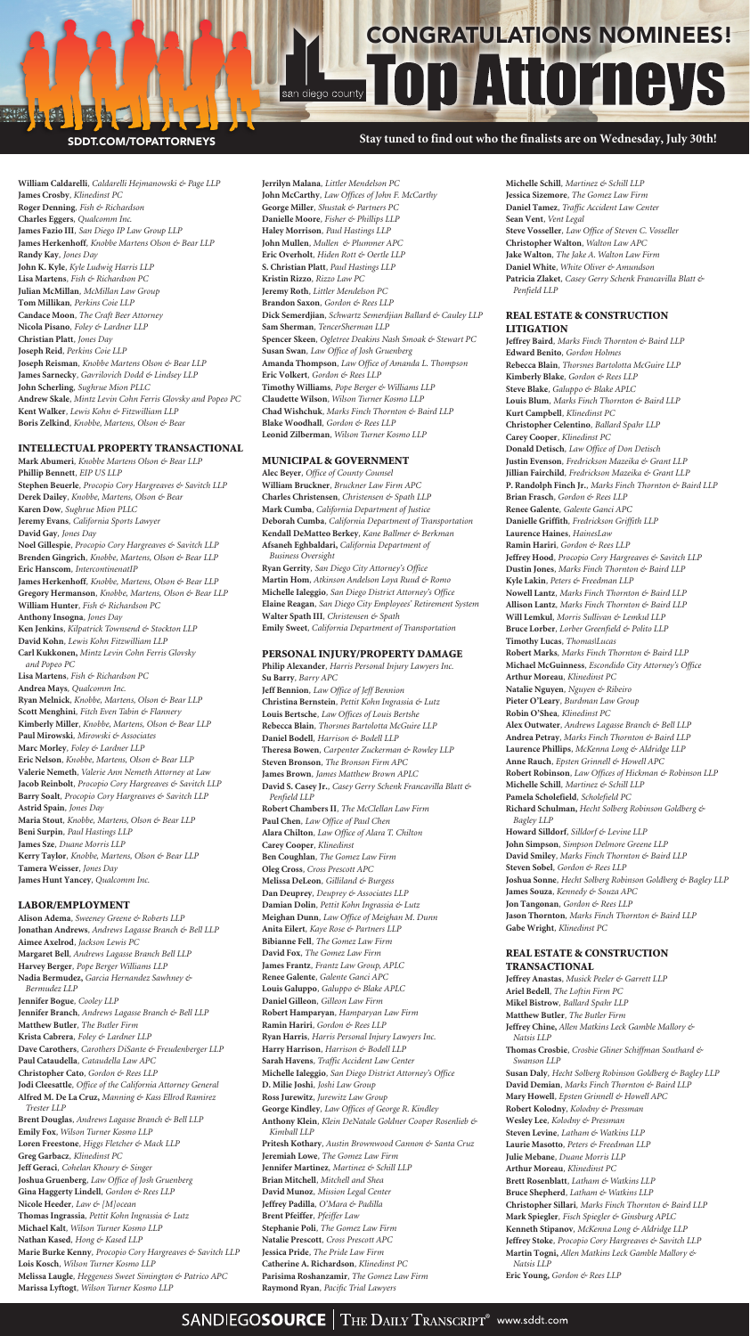# CONGRATULATIONS NOMINEES!

## Top Attorneys

san diego county

SDDT.COM/TOPATTORNEYS

**Stay tuned to find out who the finalists are on Wednesday, July 30th!**

**William Caldarelli**, *Caldarelli Hejmanowski & Page LLP*
**James Crosby**, *Klinedinst PC*
**Roger Denning**, *Fish & Richardson*
**Charles Eggers**, *Qualcomm Inc.*
**James Fazio III**, *San Diego IP Law Group LLP*
**James Herkenhoff**, *Knobbe Martens Olson & Bear LLP*
**Randy Kay**, *Jones Day*
**John K. Kyle**, *Kyle Ludwig Harris LLP*
**Lisa Martens**, *Fish & Richardson PC*
**Julian McMillan**, *McMillan Law Group*
**Tom Millikan**, *Perkins Coie LLP*
**Candace Moon**, *The Craft Beer Attorney*
**Nicola Pisano**, *Foley & Lardner LLP*
**Christian Platt**, *Jones Day*
**Joseph Reid**, *Perkins Coie LLP*
**Joseph Reisman**, *Knobbe Martens Olson & Bear LLP*
**James Sarnecky**, *Gavrilovich Dodd & Lindsey LLP*
**John Scherling**, *Sughrue Mion PLLC*
**Andrew Skale**, *Mintz Levin Cohn Ferris Glovsky and Popeo PC*
**Kent Walker**, *Lewis Kohn & Fitzwilliam LLP*
**Boris Zelkind**, *Knobbe, Martens, Olson & Bear*

### INTELLECTUAL PROPERTY TRANSACTIONAL

**Mark Abumeri**, *Knobbe Martens Olson & Bear LLP*
**Phillip Bennett**, *RIP US LLP*
**Stephen Beuerle**, *Procopio Cory Hargreaves & Savitch LLP*
**Derek Dailey**, *Knobbe, Martens, Olson & Bear*
**Karen Dow**, *Sughrue Mion PLLC*
**Jeremy Evans**, *California Sports Lawyer*
**David Gay**, *Jones Day*
**Noel Gillespie**, *Procopio Cory Hargreaves & Savitch LLP*
**Brenden Gingrich**, *Knobbe, Martens, Olson & Bear LLP*
**Eric Hanscom**, *IntercontinentalIP*
**James Herkenhoff**, *Knobbe, Martens, Olson & Bear LLP*
**Gregory Hermanson**, *Knobbe, Martens, Olson & Bear LLP*
**William Hunter**, *Fish & Richardson PC*
**Anthony Insogna**, *Jones Day*
**Ken Jenkins**, *Kilpatrick Townsend & Stockton LLP*
**David Kohn**, *Lewis Kohn Fitzwilliam LLP*
**Carl Kukkonen**, *Mintz Levin Cohn Ferris Glovsky and Popeo PC*
**Lisa Martens**, *Fish & Richardson PC*
**Andrea Mays**, *Qualcomm Inc.*
**Ryan Melnick**, *Knobbe, Martens, Olson & Bear LLP*
**Scott Menghini**, *Fitch Even Tabin & Flannery*
**Kimberly Miller**, *Knobbe, Martens, Olson & Bear LLP*
**Paul Mirowski**, *Mirowski & Associates*
**Marc Morley**, *Foley & Lardner LLP*
**Eric Nelson**, *Knobbe, Martens, Olson & Bear LLP*
**Valerie Nemeth**, *Valerie Ann Nemeth Attorney at Law*
**Jacob Reinbolt**, *Procopio Cory Hargreaves & Savitch LLP*
**Barry Soalt**, *Procopio Cory Hargreaves & Savitch LLP*
**Astrid Spain**, *Jones Day*
**Maria Stout**, *Knobbe, Martens, Olson & Bear LLP*
**Beni Surpin**, *Paul Hastings LLP*
**James Sze**, *Duane Morris LLP*
**Kerry Taylor**, *Knobbe, Martens, Olson & Bear LLP*
**Tamera Weisser**, *Jones Day*
**James Hunt Yancey**, *Qualcomm Inc.*

### LABOR/EMPLOYMENT

**Alison Adema**, *Sweeney Greene & Roberts LLP*
**Jonathan Andrews**, *Andrews Lagasse Branch & Bell LLP*
**Aimee Axelrod**, *Jackson Lewis PC*
**Margaret Bell**, *Andrews Lagasse Branch Bell LLP*
**Harvey Berger**, *Pope Berger Williams LLP*
**Nadia Bermudez**, *Garcia Hernandez Sawhney & Bermudez LLP*
**Jennifer Bogue**, *Cooley LLP*
**Jennifer Branch**, *Andrews Lagasse Branch & Bell LLP*
**Matthew Butler**, *The Butler Firm*
**Krista Cabrera**, *Foley & Lardner LLP*
**Dave Carothers**, *Carothers DiSante & Freudenberger LLP*
**Paul Cataudella**, *Cataudella Law APC*
**Christopher Cato**, *Gordon & Rees LLP*
**Jodi Cleesattle**, *Office of the California Attorney General*
**Alfred M. De La Cruz**, *Manning & Kass Ellrod Ramirez Trester LLP*
**Brent Douglas**, *Andrews Lagasse Branch & Bell LLP*
**Emily Fox**, *Wilson Turner Kosmo LLP*
**Loren Freestone**, *Higgs Fletcher & Mack LLP*
**Greg Garbacz**, *Klinedinst PC*
**Jeff Geraci**, *Cohelan Khoury & Singer*
**Joshua Gruenberg**, *Law Office of Josh Gruenberg*
**Gina Haggerty Lindell**, *Gordon & Rees LLP*
**Nicole Heeder**, *Law & [M]ocean*
**Thomas Ingrassia**, *Pettit Kohn Ingrassia & Lutz*
**Michael Kalt**, *Wilson Turner Kosmo LLP*
**Nathan Kased**, *Hong & Kased LLP*
**Marie Burke Kenny**, *Procopio Cory Hargreaves & Savitch LLP*
**Lois Kosch**, *Wilson Turner Kosmo LLP*
**Melissa Laugle**, *Heggeness Sweet Simington & Patrico APC*
**Marissa Lyftogt**, *Wilson Turner Kosmo LLP*
**Jerrilyn Malana**, *Littler Mendelson PC*
**John McCarthy**, *Law Offices of John F. McCarthy*
**George Miller**, *Shustak & Partners PC*
**Danielle Moore**, *Fisher & Phillips LLP*
**Haley Morrison**, *Paul Hastings LLP*
**John Mullen**, *Mullen & Plummer APC*
**Eric Overholt**, *Hiden Rott & Oertle LLP*
**S. Christian Platt**, *Paul Hastings LLP*
**Kristin Rizzo**, *Rizzo Law PC*
**Jeremy Roth**, *Littler Mendelson PC*
**Brandon Saxon**, *Gordon & Rees LLP*
**Dick Semerdjian**, *Schwartz Semerdjian Ballard & Cauley LLP*
**Sam Sherman**, *TencerSherman LLP*
**Spencer Skeen**, *Ogletree Deakins Nash Smoak & Stewart PC*
**Susan Swan**, *Law Office of Josh Gruenberg*
**Amanda Thompson**, *Law Office of Amanda L. Thompson*
**Eric Volkert**, *Gordon & Rees LLP*
**Timothy Williams**, *Pope Berger & Williams LLP*
**Claudette Wilson**, *Wilson Turner Kosmo LLP*
**Chad Wishchuk**, *Marks Finch Thornton & Baird LLP*
**Blake Woodhall**, *Gordon & Rees LLP*
**Leonid Zilberman**, *Wilson Turner Kosmo LLP*

### MUNICIPAL & GOVERNMENT

**Alec Beyer**, *Office of County Counsel*
**William Bruckner**, *Bruckner Law Firm APC*
**Charles Christensen**, *Christensen & Spath LLP*
**Mark Cumba**, *California Department of Justice*
**Deborah Cumba**, *California Department of Transportation*
**Kendall DeMatteo Berkey**, *Kane Ballmer & Berkman*
**Afsaneh Eghbaldari**, *California Department of Business Oversight*
**Ryan Gerrity**, *San Diego City Attorney's Office*
**Martin Hom**, *Atkinson Andelson Loya Ruud & Romo*
**Michelle Ialeggio**, *San Diego District Attorney's Office*
**Elaine Reagan**, *San Diego City Employees' Retirement System*
**Walter Spath III**, *Christensen & Spath*
**Emily Sweet**, *California Department of Transportation*

### PERSONAL INJURY/PROPERTY DAMAGE

**Philip Alexander**, *Harris Personal Injury Lawyers Inc.*
**Su Barry**, *Barry APC*
**Jeff Bennion**, *Law Office of Jeff Bennion*
**Christina Bernstein**, *Pettit Kohn Ingrassia & Lutz*
**Louis Bertsche**, *Law Offices of Louis Bertshe*
**Rebecca Blain**, *Thorsnes Bartolotta McGuire LLP*
**Daniel Bodell**, *Harrison & Bodell LLP*
**Theresa Bowen**, *Carpenter Zuckerman & Rowley LLP*
**Steven Bronson**, *The Bronson Firm APC*
**James Brown**, *James Matthew Brown APLC*
**David S. Casey Jr.**, *Casey Gerry Schenk Francavilla Blatt & Penfield LLP*
**Robert Chambers II**, *The McClellan Law Firm*
**Paul Chen**, *Law Office of Paul Chen*
**Alara Chilton**, *Law Office of Alara T. Chilton*
**Carey Cooper**, *Klinedinst*
**Ben Coughlan**, *The Gomez Law Firm*
**Oleg Cross**, *Cross Prescott APC*
**Melissa DeLeon**, *Gilliland & Burgess*
**Dan Deuprey**, *Deuprey & Associates LLP*
**Damian Dolin**, *Pettit Kohn Ingrassia & Lutz*
**Meighan Dunn**, *Law Office of Meighan M. Dunn*
**Anita Eilert**, *Kaye Rose & Partners LLP*
**Bibianne Fell**, *The Gomez Law Firm*
**David Fox**, *The Gomez Law Firm*
**James Frantz**, *Frantz Law Group, APLC*
**Renee Galente**, *Galente Ganci APC*
**Louis Galuppo**, *Galuppo & Blake APLC*
**Daniel Gilleon**, *Gilleon Law Firm*
**Robert Hamparyan**, *Hamparyan Law Firm*
**Ramin Hariri**, *Gordon & Rees LLP*
**Ryan Harris**, *Harris Personal Injury Lawyers Inc.*
**Harry Harrison**, *Harrison & Bodell LLP*
**Sarah Havens**, *Traffic Accident Law Center*
**Michelle Ialeggio**, *San Diego District Attorney's Office*
**D. Milie Joshi**, *Joshi Law Group*
**Ross Jurewitz**, *Jurewitz Law Group*
**George Kindley**, *Law Offices of George R. Kindley*
**Anthony Klein**, *Klein DeNatale Goldner Cooper Rosenlieb & Kimball LLP*
**Pritesh Kothary**, *Austin Brownwood Cannon & Santa Cruz*
**Jeremiah Lowe**, *The Gomez Law Firm*
**Jennifer Martinez**, *Martinez & Schill LLP*
**Brian Mitchell**, *Mitchell and Shea*
**David Munoz**, *Mission Legal Center*
**Jeffrey Padilla**, *O'Mara & Padilla*
**Brent Pfeiffer**, *Pfeiffer Law*
**Stephanie Poli**, *The Gomez Law Firm*
**Natalie Prescott**, *Cross Prescott APC*
**Jessica Pride**, *The Pride Law Firm*
**Catherine A. Richardson**, *Klinedinst PC*
**Parisima Roshanzamir**, *The Gomez Law Firm*
**Raymond Ryan**, *Pacific Trial Lawyers*
**Michelle Schill**, *Martinez & Schill LLP*
**Jessica Sizemore**, *The Gomez Law Firm*
**Daniel Tamez**, *Traffic Accident Law Center*
**Sean Vent**, *Vent Legal*
**Steve Vosseller**, *Law Office of Steven C. Vosseller*
**Christopher Walton**, *Walton Law APC*
**Jake Walton**, *The Jake A. Walton Law Firm*
**Daniel White**, *White Oliver & Amundson*
**Patricia Zlaket**, *Casey Gerry Schenk Francavilla Blatt & Penfield LLP*

### REAL ESTATE & CONSTRUCTION LITIGATION

**Jeffrey Baird**, *Marks Finch Thornton & Baird LLP*
**Edward Benito**, *Gordon Holmes*
**Rebecca Blain**, *Thorsnes Bartolotta McGuire LLP*
**Kimberly Blake**, *Gordon & Rees LLP*
**Steve Blake**, *Galuppo & Blake APLC*
**Louis Blum**, *Marks Finch Thornton & Baird LLP*
**Kurt Campbell**, *Klinedinst PC*
**Christopher Celentino**, *Ballard Spahr LLP*
**Carey Cooper**, *Klinedinst PC*
**Donald Detisch**, *Law Office of Don Detisch*
**Justin Evenson**, *Fredrickson Mazeika & Grant LLP*
**Jillian Fairchild**, *Fredrickson Mazeika & Grant LLP*
**P. Randolph Finch Jr.**, *Marks Finch Thornton & Baird LLP*
**Brian Frasch**, *Gordon & Rees LLP*
**Renee Galente**, *Galente Ganci APC*
**Danielle Griffith**, *Fredrickson Griffith LLP*
**Laurence Haines**, *HainesLaw*
**Ramin Hariri**, *Gordon & Rees LLP*
**Jeffrey Hood**, *Procopio Cory Hargreaves & Savitch LLP*
**Dustin Jones**, *Marks Finch Thornton & Baird LLP*
**Kyle Lakin**, *Peters & Freedman LLP*
**Nowell Lantz**, *Marks Finch Thornton & Baird LLP*
**Allison Lantz**, *Marks Finch Thornton & Baird LLP*
**Will Lemkul**, *Morris Sullivan & Lemkul LLP*
**Bruce Lorber**, *Lorber Greenfield & Polito LLP*
**Timothy Lucas**, *ThomasLucas*
**Robert Marks**, *Marks Finch Thornton & Baird LLP*
**Michael McGuinness**, *Escondido City Attorney's Office*
**Arthur Moreau**, *Klinedinst PC*
**Natalie Nguyen**, *Nguyen & Ribeiro*
**Pieter O'Leary**, *Burdman Law Group*
**Robin O'Shea**, *Klinedinst PC*
**Alex Outwater**, *Andrews Lagasse Branch & Bell LLP*
**Andrea Petray**, *Marks Finch Thornton & Baird LLP*
**Laurence Phillips**, *McKenna Long & Aldridge LLP*
**Anne Rauch**, *Epsten Grinnell & Howell APC*
**Robert Robinson**, *Law Offices of Hickman & Robinson LLP*
**Michelle Schill**, *Martinez & Schill LLP*
**Pamela Scholefield**, *Scholefield PC*
**Richard Schulman**, *Hecht Solberg Robinson Goldberg & Bagley LLP*
**Howard Silldorf**, *Silldorf & Levine LLP*
**John Simpson**, *Simpson Delmore Greene LLP*
**David Smiley**, *Marks Finch Thornton & Baird LLP*
**Steven Sobel**, *Gordon & Rees LLP*
**Joshua Sonne**, *Hecht Solberg Robinson Goldberg & Bagley LLP*
**James Souza**, *Kennedy & Souza APC*
**Jon Tangonan**, *Gordon & Rees LLP*
**Jason Thornton**, *Marks Finch Thornton & Baird LLP*
**Gabe Wright**, *Klinedinst PC*

### REAL ESTATE & CONSTRUCTION TRANSACTIONAL

**Jeffrey Anastas**, *Musick Peeler & Garrett LLP*
**Ariel Bedell**, *The Loftin Firm PC*
**Mikel Bistrow**, *Ballard Spahr LLP*
**Matthew Butler**, *The Butler Firm*
**Jeffrey Chine**, *Allen Matkins Leck Gamble Mallory & Natsis LLP*
**Thomas Crosbie**, *Crosbie Gliner Schiffman Southard & Swanson LLP*
**Susan Daly**, *Hecht Solberg Robinson Goldberg & Bagley LLP*
**David Demian**, *Marks Finch Thornton & Baird LLP*
**Mary Howell**, *Epsten Grinnell & Howell APC*
**Robert Kolodny**, *Kolodny & Pressman*
**Wesley Lee**, *Kolodny & Pressman*
**Steven Levine**, *Latham & Watkins LLP*
**Laurie Masotto**, *Peters & Freedman LLP*
**Julie Mebane**, *Duane Morris LLP*
**Arthur Moreau**, *Klinedinst PC*
**Brett Rosenblatt**, *Latham & Watkins LLP*
**Bruce Shepherd**, *Latham & Watkins LLP*
**Christopher Sillari**, *Marks Finch Thornton & Baird LLP*
**Mark Spiegler**, *Fisch Spiegler & Ginsburg APLC*
**Kenneth Stipanov**, *McKenna Long & Aldridge LLP*
**Jeffrey Stoke**, *Procopio Cory Hargreaves & Savitch LLP*
**Martin Togni**, *Allen Matkins Leck Gamble Mallory & Natsis LLP*
**Eric Young**, *Gordon & Rees LLP*

SANDIEGOSOURCE | THE DAILY TRANSCRIPT® www.sddt.com